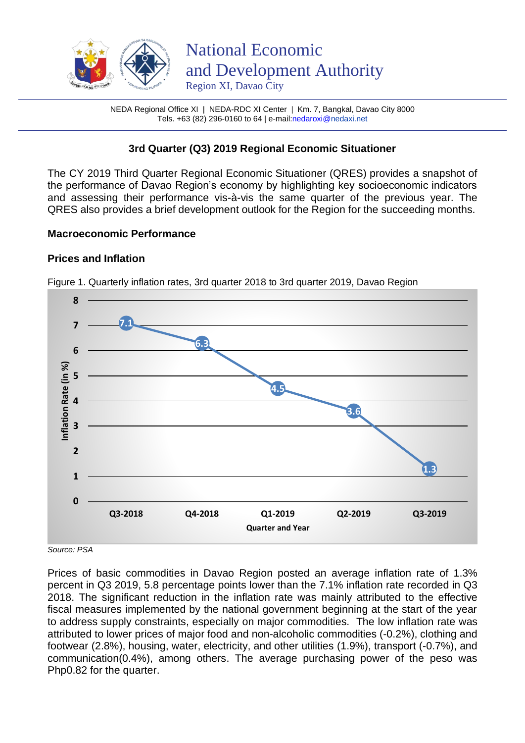National Economic and Development Authority
Region XI, Davao City

NEDA Regional Office XI | NEDA-RDC XI Center | Km. 7, Bangkal, Davao City 8000
Tels. +63 (82) 296-0160 to 64 | e-mail:nedaroxi@nedaxi.net

# 3rd Quarter (Q3) 2019 Regional Economic Situationer

The CY 2019 Third Quarter Regional Economic Situationer (QRES) provides a snapshot of the performance of Davao Region's economy by highlighting key socioeconomic indicators and assessing their performance vis-à-vis the same quarter of the previous year. The QRES also provides a brief development outlook for the Region for the succeeding months.

## Macroeconomic Performance

### Prices and Inflation

Figure 1. Quarterly inflation rates, 3rd quarter 2018 to 3rd quarter 2019, Davao Region

| Quarter and Year | Inflation Rate (in %) |
|---|---|
| Q3-2018 | 7.1 |
| Q4-2018 | 6.3 |
| Q1-2019 | 4.5 |
| Q2-2019 | 3.6 |
| Q3-2019 | 1.3 |

*Source: PSA*

Prices of basic commodities in Davao Region posted an average inflation rate of 1.3% percent in Q3 2019, 5.8 percentage points lower than the 7.1% inflation rate recorded in Q3 2018. The significant reduction in the inflation rate was mainly attributed to the effective fiscal measures implemented by the national government beginning at the start of the year to address supply constraints, especially on major commodities. The low inflation rate was attributed to lower prices of major food and non-alcoholic commodities (-0.2%), clothing and footwear (2.8%), housing, water, electricity, and other utilities (1.9%), transport (-0.7%), and communication(0.4%), among others. The average purchasing power of the peso was Php0.82 for the quarter.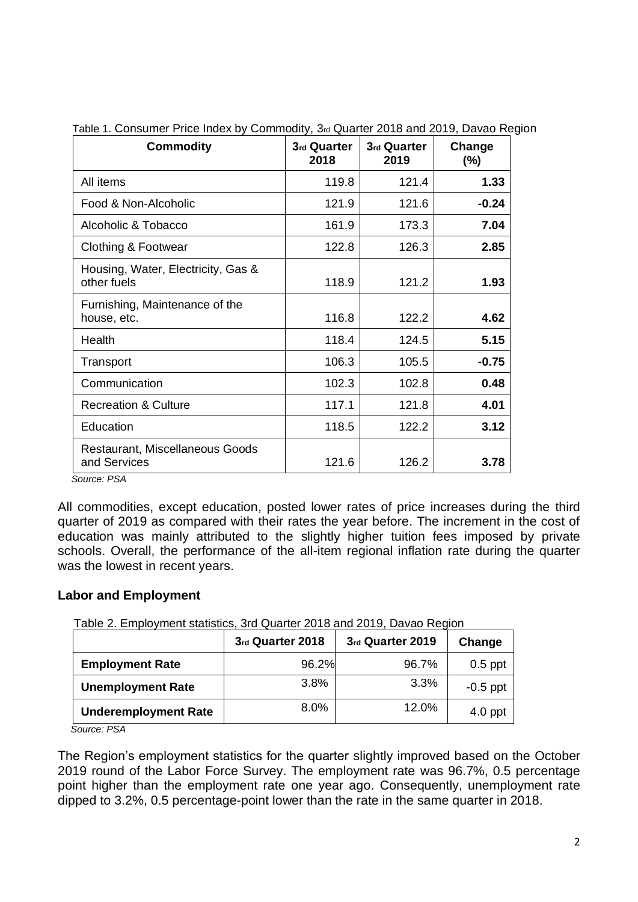Table 1. Consumer Price Index by Commodity, 3rd Quarter 2018 and 2019, Davao Region

| Commodity | 3rd Quarter 2018 | 3rd Quarter 2019 | Change (%) |
|---|---|---|---|
| All items | 119.8 | 121.4 | **1.33** |
| Food & Non-Alcoholic | 121.9 | 121.6 | **-0.24** |
| Alcoholic & Tobacco | 161.9 | 173.3 | **7.04** |
| Clothing & Footwear | 122.8 | 126.3 | **2.85** |
| Housing, Water, Electricity, Gas & other fuels | 118.9 | 121.2 | **1.93** |
| Furnishing, Maintenance of the house, etc. | 116.8 | 122.2 | **4.62** |
| Health | 118.4 | 124.5 | **5.15** |
| Transport | 106.3 | 105.5 | **-0.75** |
| Communication | 102.3 | 102.8 | **0.48** |
| Recreation & Culture | 117.1 | 121.8 | **4.01** |
| Education | 118.5 | 122.2 | **3.12** |
| Restaurant, Miscellaneous Goods and Services | 121.6 | 126.2 | **3.78** |

*Source: PSA*

All commodities, except education, posted lower rates of price increases during the third quarter of 2019 as compared with their rates the year before. The increment in the cost of education was mainly attributed to the slightly higher tuition fees imposed by private schools. Overall, the performance of the all-item regional inflation rate during the quarter was the lowest in recent years.

## Labor and Employment

Table 2. Employment statistics, 3rd Quarter 2018 and 2019, Davao Region

| | 3rd Quarter 2018 | 3rd Quarter 2019 | Change |
|---|---|---|---|
| **Employment Rate** | 96.2% | 96.7% | 0.5 ppt |
| **Unemployment Rate** | 3.8% | 3.3% | -0.5 ppt |
| **Underemployment Rate** | 8.0% | 12.0% | 4.0 ppt |

*Source: PSA*

The Region's employment statistics for the quarter slightly improved based on the October 2019 round of the Labor Force Survey. The employment rate was 96.7%, 0.5 percentage point higher than the employment rate one year ago. Consequently, unemployment rate dipped to 3.2%, 0.5 percentage-point lower than the rate in the same quarter in 2018.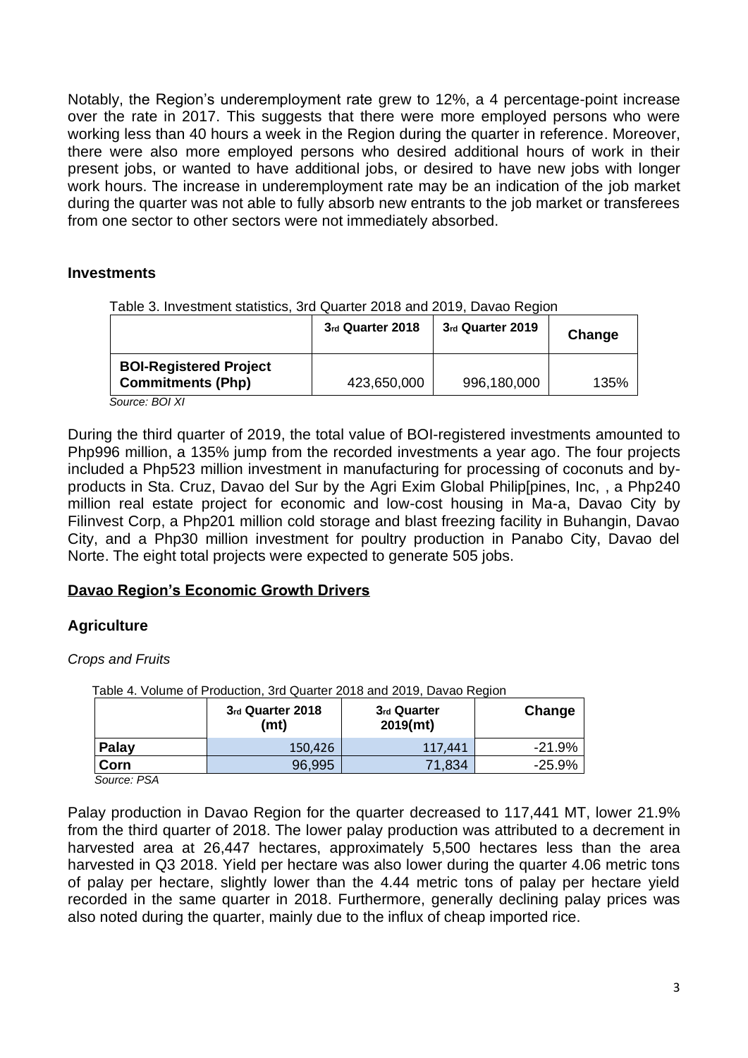Notably, the Region's underemployment rate grew to 12%, a 4 percentage-point increase over the rate in 2017. This suggests that there were more employed persons who were working less than 40 hours a week in the Region during the quarter in reference. Moreover, there were also more employed persons who desired additional hours of work in their present jobs, or wanted to have additional jobs, or desired to have new jobs with longer work hours. The increase in underemployment rate may be an indication of the job market during the quarter was not able to fully absorb new entrants to the job market or transferees from one sector to other sectors were not immediately absorbed.

### Investments

Table 3. Investment statistics, 3rd Quarter 2018 and 2019, Davao Region

| | 3rd Quarter 2018 | 3rd Quarter 2019 | Change |
|---|---|---|---|
| **BOI-Registered Project Commitments (Php)** | 423,650,000 | 996,180,000 | 135% |

*Source: BOI XI*

During the third quarter of 2019, the total value of BOI-registered investments amounted to Php996 million, a 135% jump from the recorded investments a year ago. The four projects included a Php523 million investment in manufacturing for processing of coconuts and by-products in Sta. Cruz, Davao del Sur by the Agri Exim Global Philip[pines, Inc, , a Php240 million real estate project for economic and low-cost housing in Ma-a, Davao City by Filinvest Corp, a Php201 million cold storage and blast freezing facility in Buhangin, Davao City, and a Php30 million investment for poultry production in Panabo City, Davao del Norte. The eight total projects were expected to generate 505 jobs.

## Davao Region's Economic Growth Drivers

### Agriculture

*Crops and Fruits*

Table 4. Volume of Production, 3rd Quarter 2018 and 2019, Davao Region

| | 3rd Quarter 2018 (mt) | 3rd Quarter 2019(mt) | Change |
|---|---|---|---|
| **Palay** | 150,426 | 117,441 | -21.9% |
| **Corn** | 96,995 | 71,834 | -25.9% |

*Source: PSA*

Palay production in Davao Region for the quarter decreased to 117,441 MT, lower 21.9% from the third quarter of 2018. The lower palay production was attributed to a decrement in harvested area at 26,447 hectares, approximately 5,500 hectares less than the area harvested in Q3 2018. Yield per hectare was also lower during the quarter 4.06 metric tons of palay per hectare, slightly lower than the 4.44 metric tons of palay per hectare yield recorded in the same quarter in 2018. Furthermore, generally declining palay prices was also noted during the quarter, mainly due to the influx of cheap imported rice.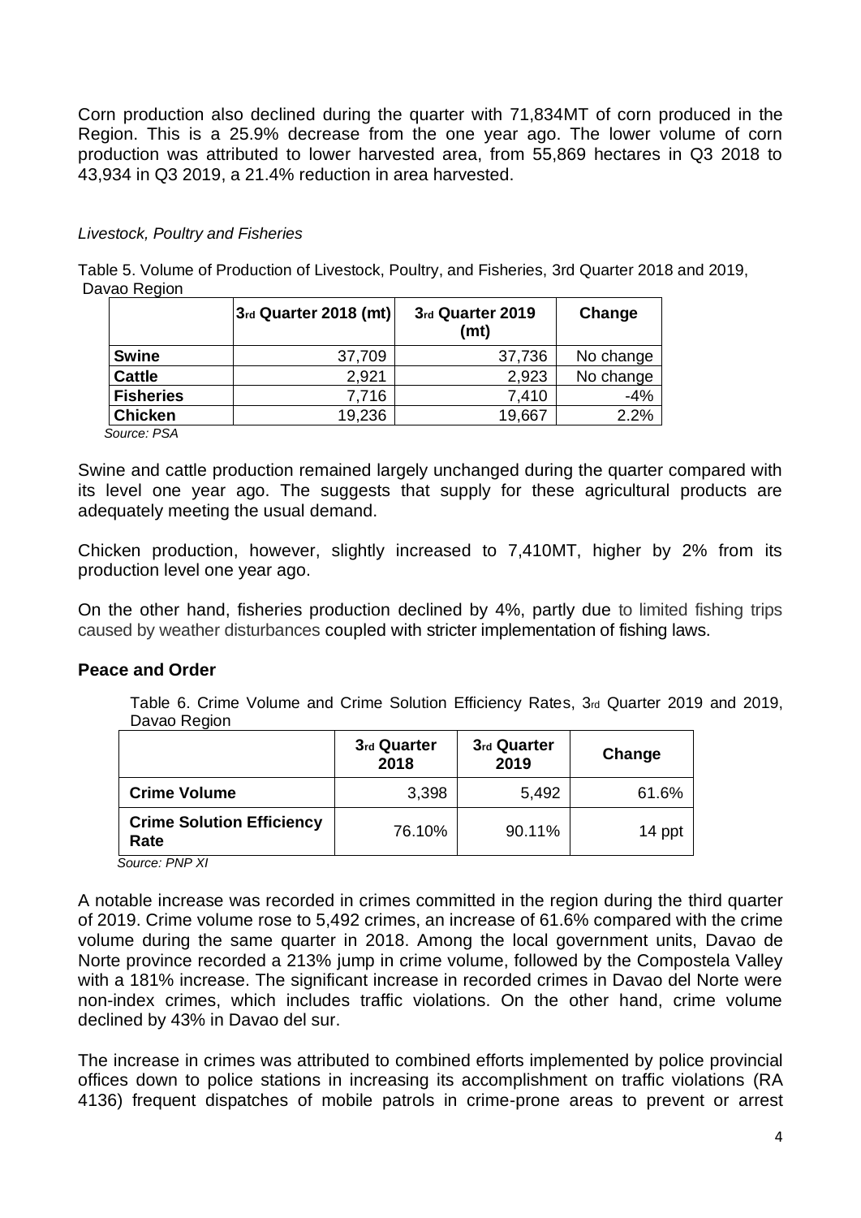Corn production also declined during the quarter with 71,834MT of corn produced in the Region. This is a 25.9% decrease from the one year ago. The lower volume of corn production was attributed to lower harvested area, from 55,869 hectares in Q3 2018 to 43,934 in Q3 2019, a 21.4% reduction in area harvested.

*Livestock, Poultry and Fisheries*

Table 5. Volume of Production of Livestock, Poultry, and Fisheries, 3rd Quarter 2018 and 2019, Davao Region

| | 3rd Quarter 2018 (mt) | 3rd Quarter 2019 (mt) | Change |
|---|---|---|---|
| **Swine** | 37,709 | 37,736 | No change |
| **Cattle** | 2,921 | 2,923 | No change |
| **Fisheries** | 7,716 | 7,410 | -4% |
| **Chicken** | 19,236 | 19,667 | 2.2% |

*Source: PSA*

Swine and cattle production remained largely unchanged during the quarter compared with its level one year ago. The suggests that supply for these agricultural products are adequately meeting the usual demand.

Chicken production, however, slightly increased to 7,410MT, higher by 2% from its production level one year ago.

On the other hand, fisheries production declined by 4%, partly due to limited fishing trips caused by weather disturbances coupled with stricter implementation of fishing laws.

## Peace and Order

Table 6. Crime Volume and Crime Solution Efficiency Rates, 3rd Quarter 2019 and 2019, Davao Region

| | 3rd Quarter 2018 | 3rd Quarter 2019 | Change |
|---|---|---|---|
| **Crime Volume** | 3,398 | 5,492 | 61.6% |
| **Crime Solution Efficiency Rate** | 76.10% | 90.11% | 14 ppt |

*Source: PNP XI*

A notable increase was recorded in crimes committed in the region during the third quarter of 2019. Crime volume rose to 5,492 crimes, an increase of 61.6% compared with the crime volume during the same quarter in 2018. Among the local government units, Davao de Norte province recorded a 213% jump in crime volume, followed by the Compostela Valley with a 181% increase. The significant increase in recorded crimes in Davao del Norte were non-index crimes, which includes traffic violations. On the other hand, crime volume declined by 43% in Davao del sur.

The increase in crimes was attributed to combined efforts implemented by police provincial offices down to police stations in increasing its accomplishment on traffic violations (RA 4136) frequent dispatches of mobile patrols in crime-prone areas to prevent or arrest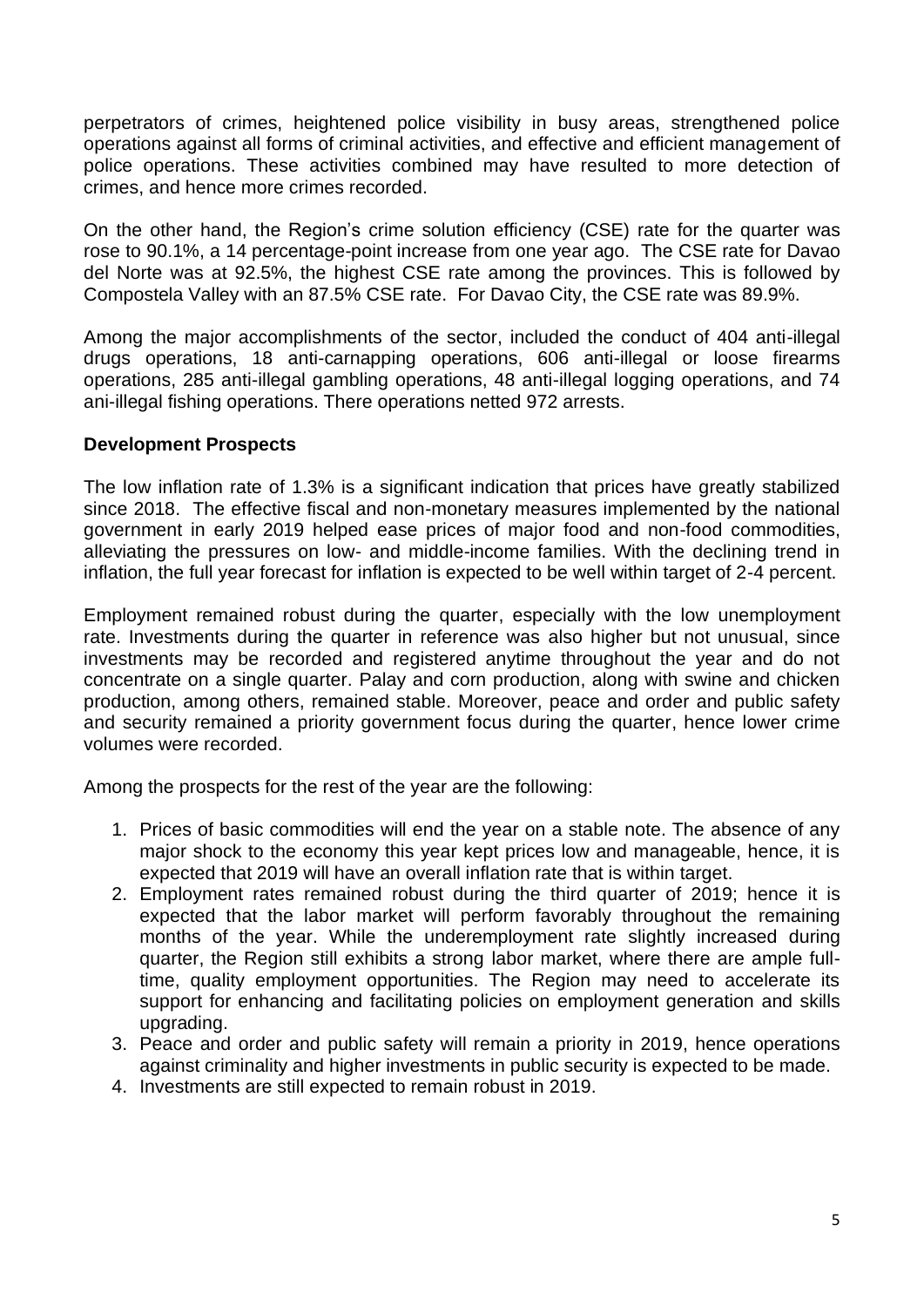perpetrators of crimes, heightened police visibility in busy areas, strengthened police operations against all forms of criminal activities, and effective and efficient management of police operations. These activities combined may have resulted to more detection of crimes, and hence more crimes recorded.

On the other hand, the Region's crime solution efficiency (CSE) rate for the quarter was rose to 90.1%, a 14 percentage-point increase from one year ago. The CSE rate for Davao del Norte was at 92.5%, the highest CSE rate among the provinces. This is followed by Compostela Valley with an 87.5% CSE rate. For Davao City, the CSE rate was 89.9%.

Among the major accomplishments of the sector, included the conduct of 404 anti-illegal drugs operations, 18 anti-carnapping operations, 606 anti-illegal or loose firearms operations, 285 anti-illegal gambling operations, 48 anti-illegal logging operations, and 74 ani-illegal fishing operations. There operations netted 972 arrests.

**Development Prospects**

The low inflation rate of 1.3% is a significant indication that prices have greatly stabilized since 2018. The effective fiscal and non-monetary measures implemented by the national government in early 2019 helped ease prices of major food and non-food commodities, alleviating the pressures on low- and middle-income families. With the declining trend in inflation, the full year forecast for inflation is expected to be well within target of 2-4 percent.

Employment remained robust during the quarter, especially with the low unemployment rate. Investments during the quarter in reference was also higher but not unusual, since investments may be recorded and registered anytime throughout the year and do not concentrate on a single quarter. Palay and corn production, along with swine and chicken production, among others, remained stable. Moreover, peace and order and public safety and security remained a priority government focus during the quarter, hence lower crime volumes were recorded.

Among the prospects for the rest of the year are the following:

1. Prices of basic commodities will end the year on a stable note. The absence of any major shock to the economy this year kept prices low and manageable, hence, it is expected that 2019 will have an overall inflation rate that is within target.
2. Employment rates remained robust during the third quarter of 2019; hence it is expected that the labor market will perform favorably throughout the remaining months of the year. While the underemployment rate slightly increased during quarter, the Region still exhibits a strong labor market, where there are ample full-time, quality employment opportunities. The Region may need to accelerate its support for enhancing and facilitating policies on employment generation and skills upgrading.
3. Peace and order and public safety will remain a priority in 2019, hence operations against criminality and higher investments in public security is expected to be made.
4. Investments are still expected to remain robust in 2019.